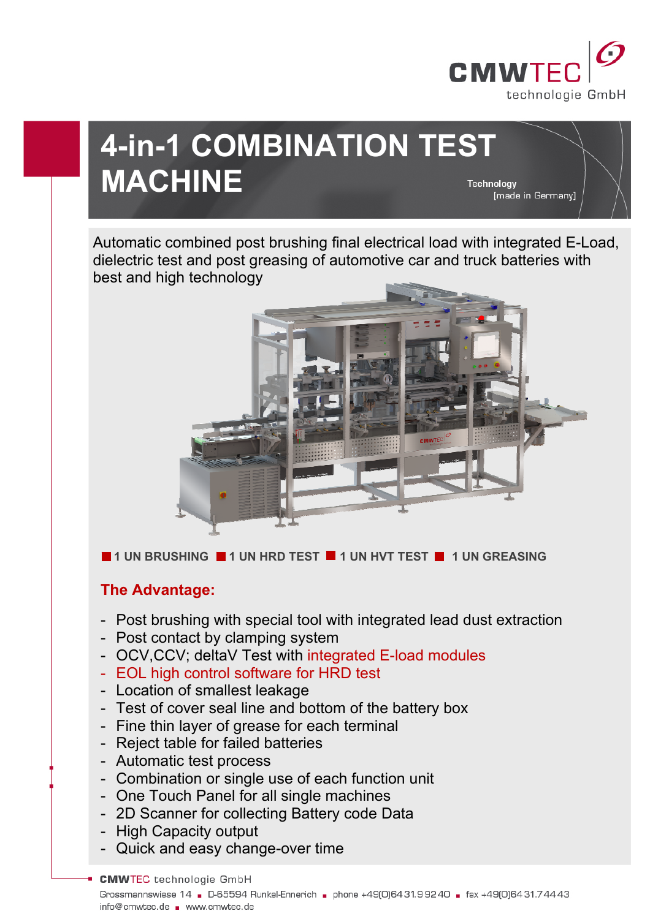CMWTEC technologie GmbH

# 4-in-1 COMBINATION TEST MACHINE

Technology
[made in Germany]

Automatic combined post brushing final electrical load with integrated E-Load, dielectric test and post greasing of automotive car and truck batteries with best and high technology

■ 1 UN BRUSHING ■ 1 UN HRD TEST ■ 1 UN HVT TEST ■ 1 UN GREASING

## The Advantage:

- Post brushing with special tool with integrated lead dust extraction
- Post contact by clamping system
- OCV,CCV; deltaV Test with integrated E-load modules
- EOL high control software for HRD test
- Location of smallest leakage
- Test of cover seal line and bottom of the battery box
- Fine thin layer of grease for each terminal
- Reject table for failed batteries
- Automatic test process
- Combination or single use of each function unit
- One Touch Panel for all single machines
- 2D Scanner for collecting Battery code Data
- High Capacity output
- Quick and easy change-over time

**CMWTEC** technologie GmbH
Grossmannswiese 14 ■ D-65594 Runkel-Ennerich ■ phone +49(0)6431.99240 ■ fax +49(0)6431.74443
info@cmwtec.de ■ www.cmwtec.de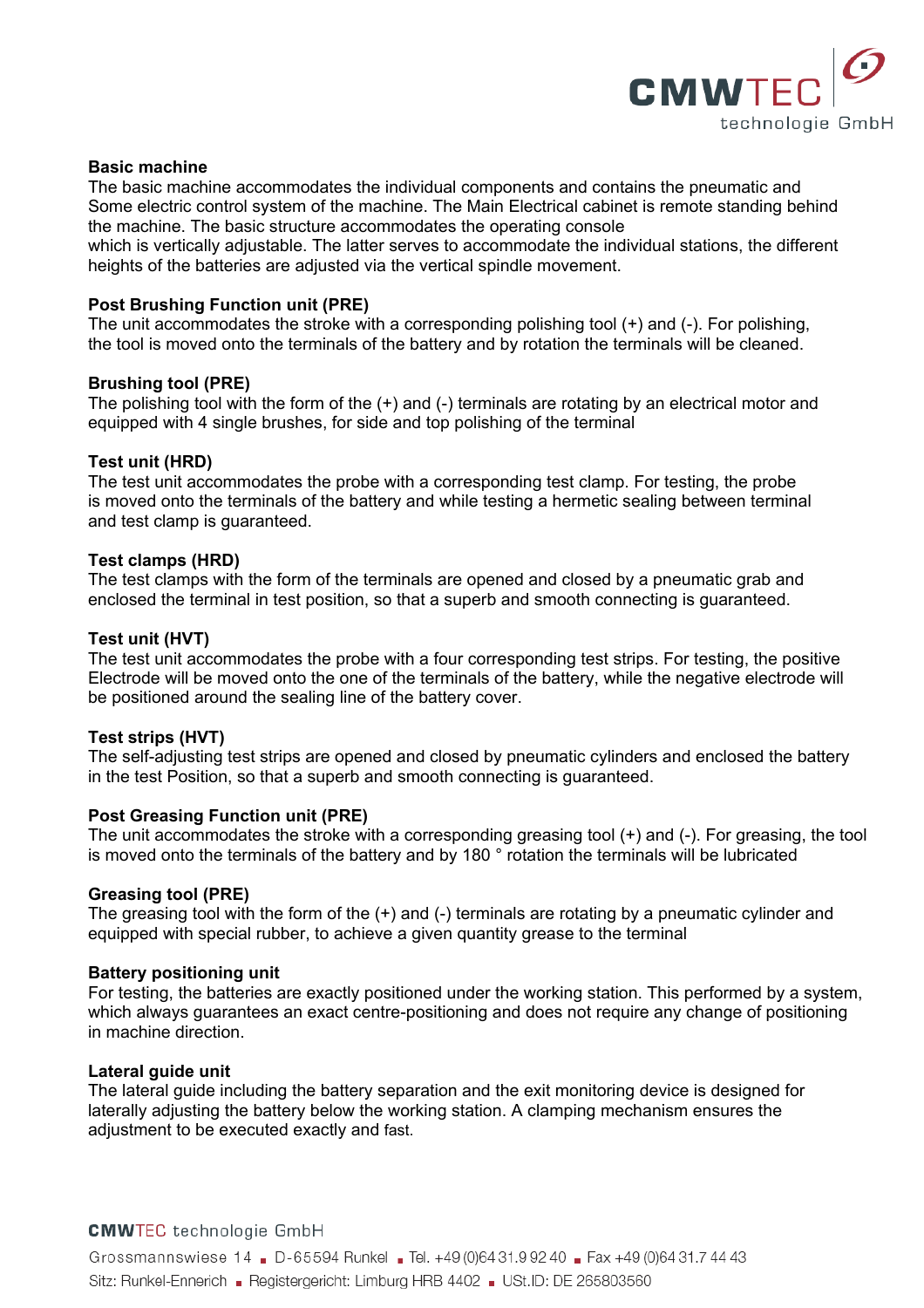**Basic machine**
The basic machine accommodates the individual components and contains the pneumatic and Some electric control system of the machine. The Main Electrical cabinet is remote standing behind the machine. The basic structure accommodates the operating console
which is vertically adjustable. The latter serves to accommodate the individual stations, the different heights of the batteries are adjusted via the vertical spindle movement.

**Post Brushing Function unit (PRE)**
The unit accommodates the stroke with a corresponding polishing tool (+) and (-). For polishing, the tool is moved onto the terminals of the battery and by rotation the terminals will be cleaned.

**Brushing tool (PRE)**
The polishing tool with the form of the (+) and (-) terminals are rotating by an electrical motor and equipped with 4 single brushes, for side and top polishing of the terminal

**Test unit (HRD)**
The test unit accommodates the probe with a corresponding test clamp. For testing, the probe is moved onto the terminals of the battery and while testing a hermetic sealing between terminal and test clamp is guaranteed.

**Test clamps (HRD)**
The test clamps with the form of the terminals are opened and closed by a pneumatic grab and enclosed the terminal in test position, so that a superb and smooth connecting is guaranteed.

**Test unit (HVT)**
The test unit accommodates the probe with a four corresponding test strips. For testing, the positive Electrode will be moved onto the one of the terminals of the battery, while the negative electrode will be positioned around the sealing line of the battery cover.

**Test strips (HVT)**
The self-adjusting test strips are opened and closed by pneumatic cylinders and enclosed the battery in the test Position, so that a superb and smooth connecting is guaranteed.

**Post Greasing Function unit (PRE)**
The unit accommodates the stroke with a corresponding greasing tool (+) and (-). For greasing, the tool is moved onto the terminals of the battery and by 180 ° rotation the terminals will be lubricated

**Greasing tool (PRE)**
The greasing tool with the form of the (+) and (-) terminals are rotating by a pneumatic cylinder and equipped with special rubber, to achieve a given quantity grease to the terminal

**Battery positioning unit**
For testing, the batteries are exactly positioned under the working station. This performed by a system, which always guarantees an exact centre-positioning and does not require any change of positioning in machine direction.

**Lateral guide unit**
The lateral guide including the battery separation and the exit monitoring device is designed for laterally adjusting the battery below the working station. A clamping mechanism ensures the adjustment to be executed exactly and fast.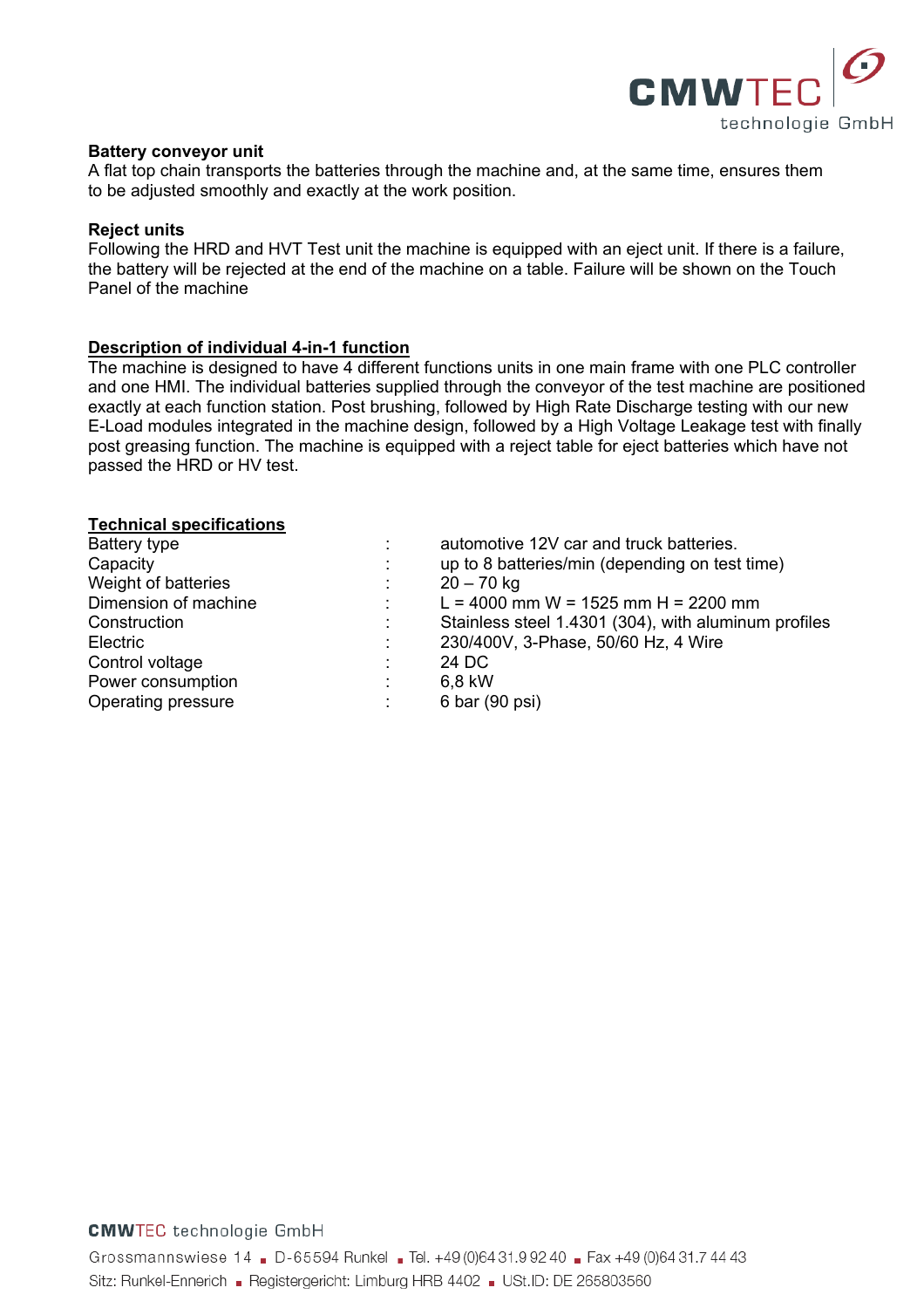**Battery conveyor unit**
A flat top chain transports the batteries through the machine and, at the same time, ensures them to be adjusted smoothly and exactly at the work position.

**Reject units**
Following the HRD and HVT Test unit the machine is equipped with an eject unit. If there is a failure, the battery will be rejected at the end of the machine on a table. Failure will be shown on the Touch Panel of the machine

## Description of individual 4-in-1 function

The machine is designed to have 4 different functions units in one main frame with one PLC controller and one HMI. The individual batteries supplied through the conveyor of the test machine are positioned exactly at each function station. Post brushing, followed by High Rate Discharge testing with our new E-Load modules integrated in the machine design, followed by a High Voltage Leakage test with finally post greasing function. The machine is equipped with a reject table for eject batteries which have not passed the HRD or HV test.

## Technical specifications

| | | |
|---|---|---|
| Battery type | : | automotive 12V car and truck batteries. |
| Capacity | : | up to 8 batteries/min (depending on test time) |
| Weight of batteries | : | 20 – 70 kg |
| Dimension of machine | : | L = 4000 mm W = 1525 mm H = 2200 mm |
| Construction | : | Stainless steel 1.4301 (304), with aluminum profiles |
| Electric | : | 230/400V, 3-Phase, 50/60 Hz, 4 Wire |
| Control voltage | : | 24 DC |
| Power consumption | : | 6,8 kW |
| Operating pressure | : | 6 bar (90 psi) |